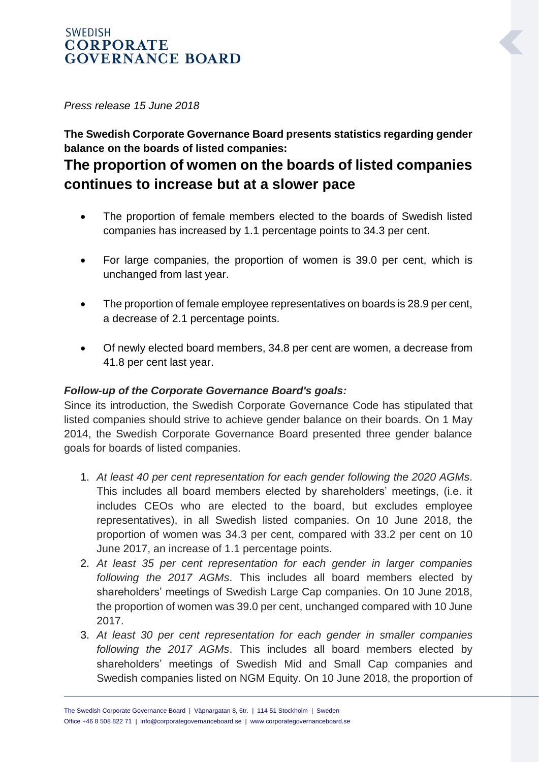SWEDISH
**CORPORATE GOVERNANCE BOARD**

*Press release 15 June 2018*

**The Swedish Corporate Governance Board presents statistics regarding gender balance on the boards of listed companies:**

# The proportion of women on the boards of listed companies continues to increase but at a slower pace

- The proportion of female members elected to the boards of Swedish listed companies has increased by 1.1 percentage points to 34.3 per cent.
- For large companies, the proportion of women is 39.0 per cent, which is unchanged from last year.
- The proportion of female employee representatives on boards is 28.9 per cent, a decrease of 2.1 percentage points.
- Of newly elected board members, 34.8 per cent are women, a decrease from 41.8 per cent last year.

***Follow-up of the Corporate Governance Board's goals:***

Since its introduction, the Swedish Corporate Governance Code has stipulated that listed companies should strive to achieve gender balance on their boards. On 1 May 2014, the Swedish Corporate Governance Board presented three gender balance goals for boards of listed companies.

1. *At least 40 per cent representation for each gender following the 2020 AGMs*. This includes all board members elected by shareholders' meetings, (i.e. it includes CEOs who are elected to the board, but excludes employee representatives), in all Swedish listed companies. On 10 June 2018, the proportion of women was 34.3 per cent, compared with 33.2 per cent on 10 June 2017, an increase of 1.1 percentage points.
2. *At least 35 per cent representation for each gender in larger companies following the 2017 AGMs*. This includes all board members elected by shareholders' meetings of Swedish Large Cap companies. On 10 June 2018, the proportion of women was 39.0 per cent, unchanged compared with 10 June 2017.
3. *At least 30 per cent representation for each gender in smaller companies following the 2017 AGMs*. This includes all board members elected by shareholders' meetings of Swedish Mid and Small Cap companies and Swedish companies listed on NGM Equity. On 10 June 2018, the proportion of

The Swedish Corporate Governance Board | Väpnargatan 8, 6tr. | 114 51 Stockholm | Sweden
Office +46 8 508 822 71 | info@corporategovernanceboard.se | www.corporategovernanceboard.se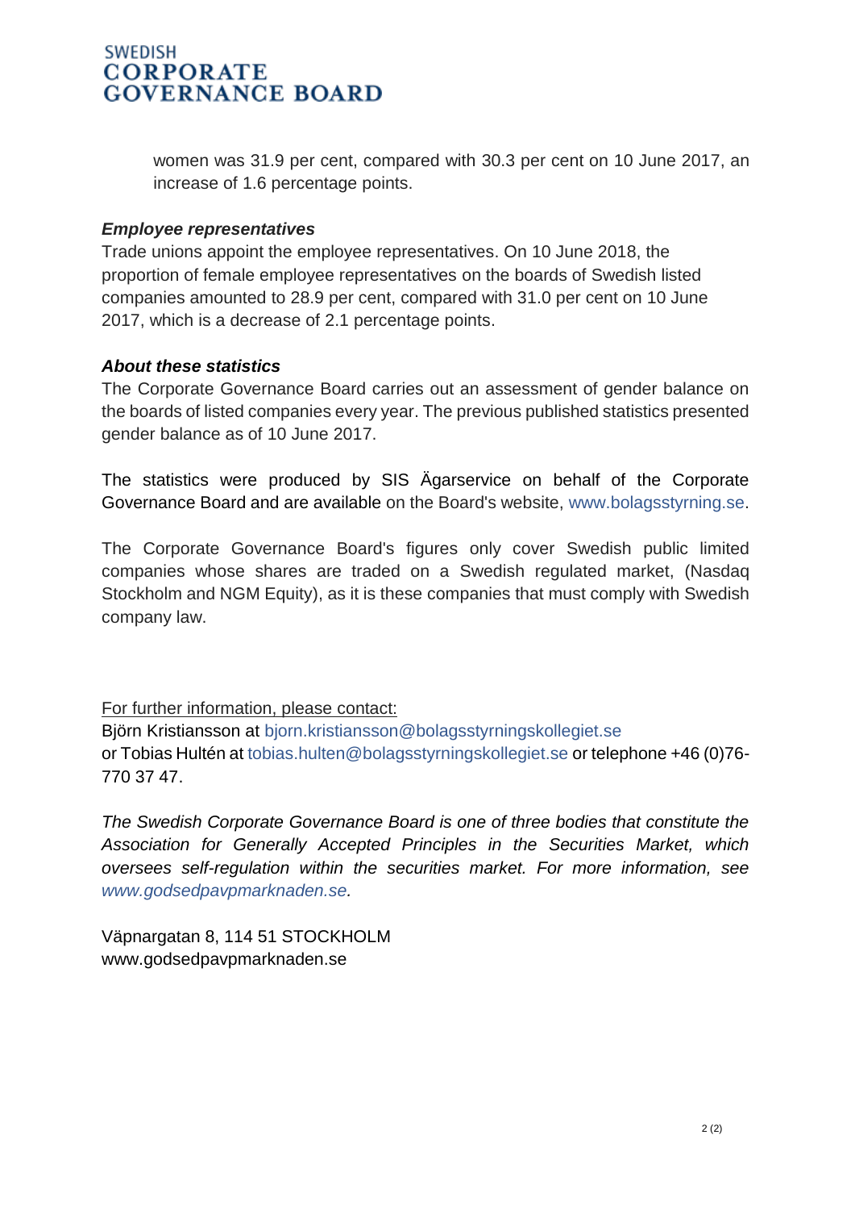women was 31.9 per cent, compared with 30.3 per cent on 10 June 2017, an increase of 1.6 percentage points.

***Employee representatives***

Trade unions appoint the employee representatives. On 10 June 2018, the proportion of female employee representatives on the boards of Swedish listed companies amounted to 28.9 per cent, compared with 31.0 per cent on 10 June 2017, which is a decrease of 2.1 percentage points.

***About these statistics***

The Corporate Governance Board carries out an assessment of gender balance on the boards of listed companies every year. The previous published statistics presented gender balance as of 10 June 2017.

The statistics were produced by SIS Ägarservice on behalf of the Corporate Governance Board and are available on the Board's website, www.bolagsstyrning.se.

The Corporate Governance Board's figures only cover Swedish public limited companies whose shares are traded on a Swedish regulated market, (Nasdaq Stockholm and NGM Equity), as it is these companies that must comply with Swedish company law.

For further information, please contact:
Björn Kristiansson at bjorn.kristiansson@bolagsstyrningskollegiet.se
or Tobias Hultén at tobias.hulten@bolagsstyrningskollegiet.se or telephone +46 (0)76-770 37 47.

*The Swedish Corporate Governance Board is one of three bodies that constitute the Association for Generally Accepted Principles in the Securities Market, which oversees self-regulation within the securities market. For more information, see www.godsedpavpmarknaden.se.*

Väpnargatan 8, 114 51 STOCKHOLM
www.godsedpavpmarknaden.se